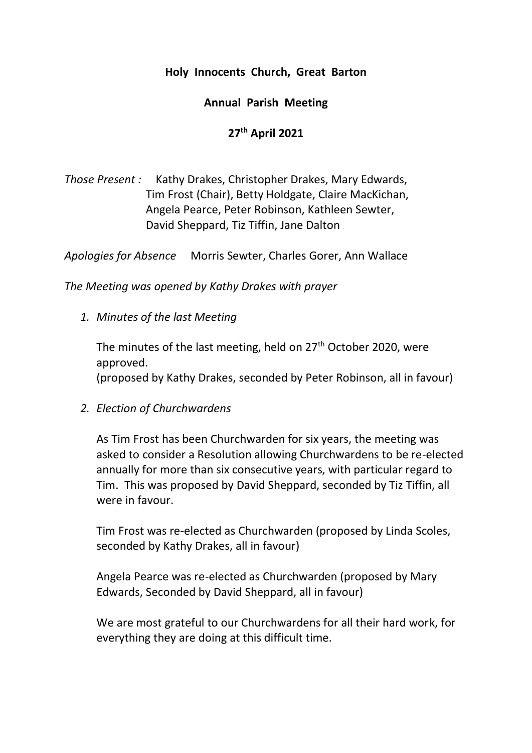**Holy Innocents Church, Great Barton**

**Annual Parish Meeting**

**27th April 2021**

*Those Present :* Kathy Drakes, Christopher Drakes, Mary Edwards, Tim Frost (Chair), Betty Holdgate, Claire MacKichan, Angela Pearce, Peter Robinson, Kathleen Sewter, David Sheppard, Tiz Tiffin, Jane Dalton

*Apologies for Absence* Morris Sewter, Charles Gorer, Ann Wallace

*The Meeting was opened by Kathy Drakes with prayer*

1. *Minutes of the last Meeting*

   The minutes of the last meeting, held on 27th October 2020, were approved.
   (proposed by Kathy Drakes, seconded by Peter Robinson, all in favour)

2. *Election of Churchwardens*

   As Tim Frost has been Churchwarden for six years, the meeting was asked to consider a Resolution allowing Churchwardens to be re-elected annually for more than six consecutive years, with particular regard to Tim. This was proposed by David Sheppard, seconded by Tiz Tiffin, all were in favour.

   Tim Frost was re-elected as Churchwarden (proposed by Linda Scoles, seconded by Kathy Drakes, all in favour)

   Angela Pearce was re-elected as Churchwarden (proposed by Mary Edwards, Seconded by David Sheppard, all in favour)

   We are most grateful to our Churchwardens for all their hard work, for everything they are doing at this difficult time.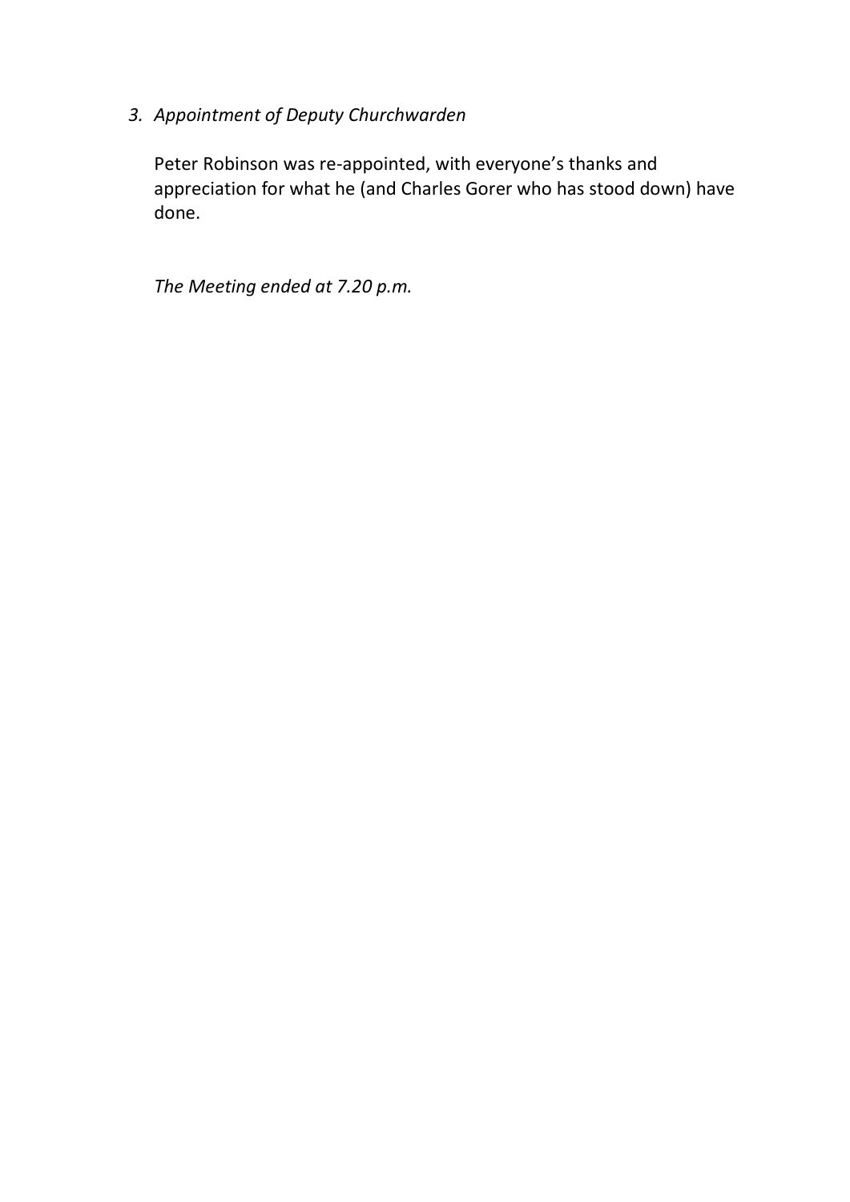*3. Appointment of Deputy Churchwarden*

Peter Robinson was re-appointed, with everyone's thanks and appreciation for what he (and Charles Gorer who has stood down) have done.

*The Meeting ended at 7.20 p.m.*